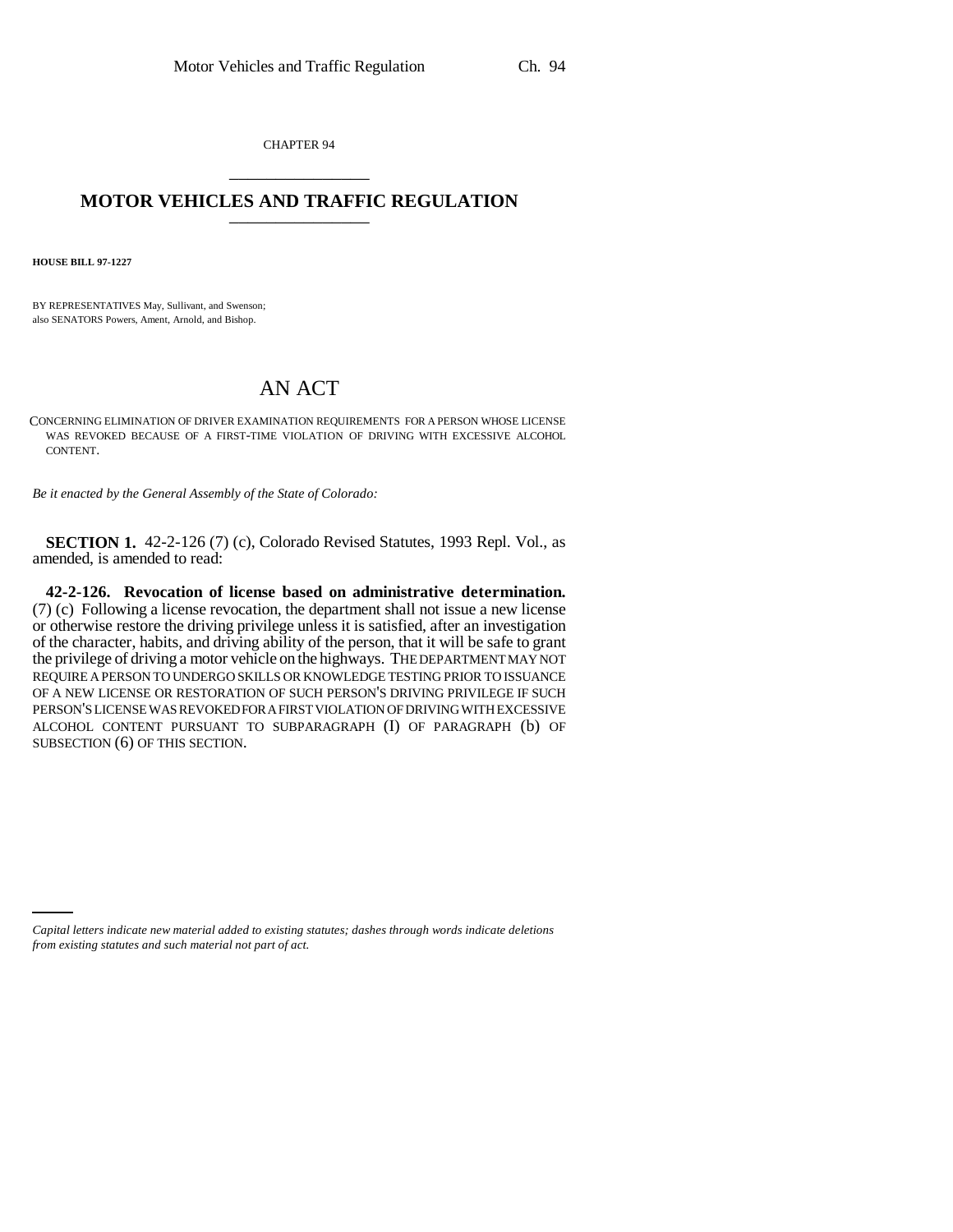CHAPTER 94

# MOTOR VEHICLES AND TRAFFIC REGULATION

**HOUSE BILL 97-1227**

BY REPRESENTATIVES May, Sullivant, and Swenson;
also SENATORS Powers, Ament, Arnold, and Bishop.

# AN ACT

CONCERNING ELIMINATION OF DRIVER EXAMINATION REQUIREMENTS FOR A PERSON WHOSE LICENSE WAS REVOKED BECAUSE OF A FIRST-TIME VIOLATION OF DRIVING WITH EXCESSIVE ALCOHOL CONTENT.

*Be it enacted by the General Assembly of the State of Colorado:*

**SECTION 1.** 42-2-126 (7) (c), Colorado Revised Statutes, 1993 Repl. Vol., as amended, is amended to read:

**42-2-126. Revocation of license based on administrative determination.** (7) (c) Following a license revocation, the department shall not issue a new license or otherwise restore the driving privilege unless it is satisfied, after an investigation of the character, habits, and driving ability of the person, that it will be safe to grant the privilege of driving a motor vehicle on the highways. THE DEPARTMENT MAY NOT REQUIRE A PERSON TO UNDERGO SKILLS OR KNOWLEDGE TESTING PRIOR TO ISSUANCE OF A NEW LICENSE OR RESTORATION OF SUCH PERSON'S DRIVING PRIVILEGE IF SUCH PERSON'S LICENSE WAS REVOKED FOR A FIRST VIOLATION OF DRIVING WITH EXCESSIVE ALCOHOL CONTENT PURSUANT TO SUBPARAGRAPH (I) OF PARAGRAPH (b) OF SUBSECTION (6) OF THIS SECTION.

*Capital letters indicate new material added to existing statutes; dashes through words indicate deletions from existing statutes and such material not part of act.*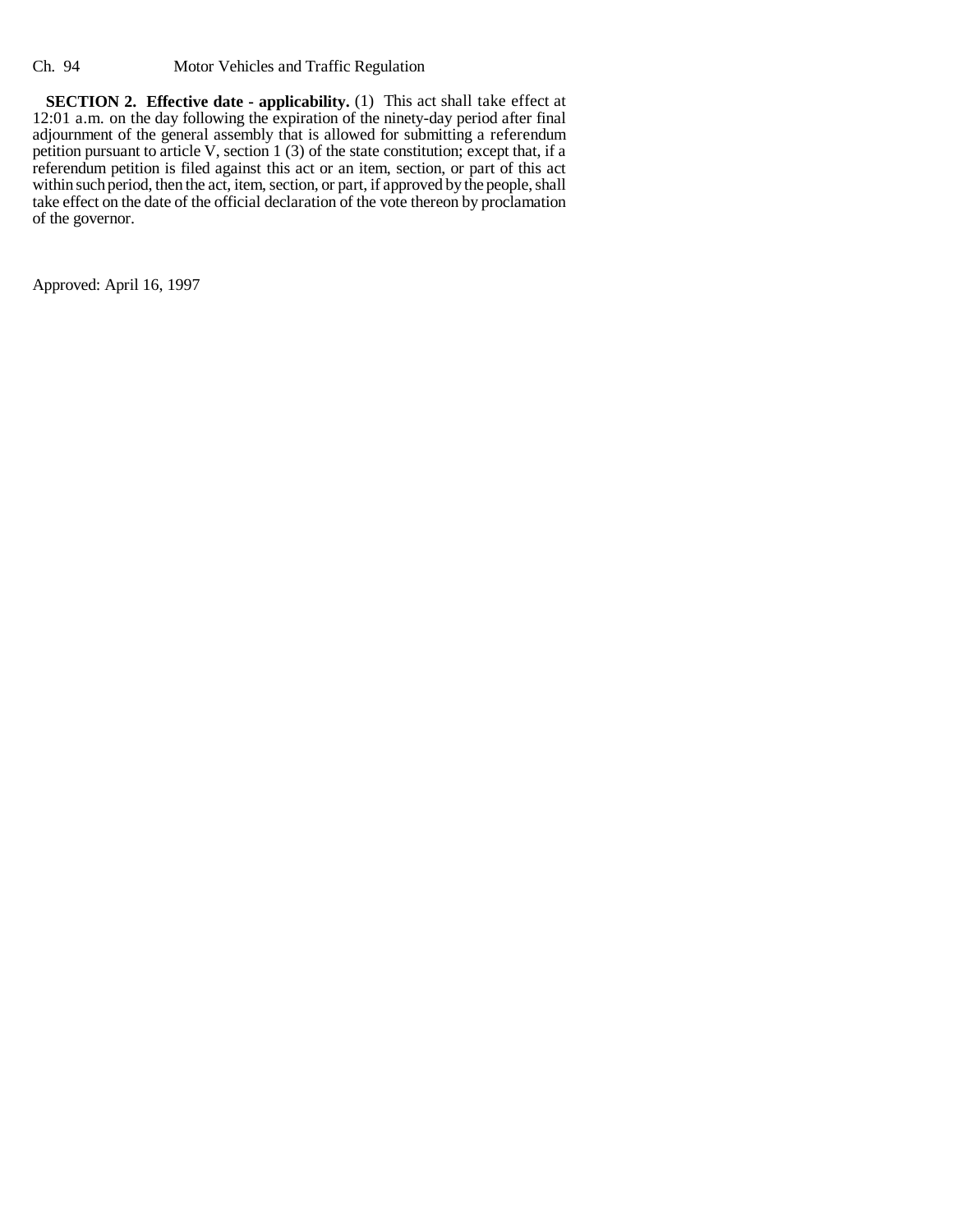**SECTION 2. Effective date - applicability.** (1) This act shall take effect at 12:01 a.m. on the day following the expiration of the ninety-day period after final adjournment of the general assembly that is allowed for submitting a referendum petition pursuant to article V, section 1 (3) of the state constitution; except that, if a referendum petition is filed against this act or an item, section, or part of this act within such period, then the act, item, section, or part, if approved by the people, shall take effect on the date of the official declaration of the vote thereon by proclamation of the governor.

Approved: April 16, 1997